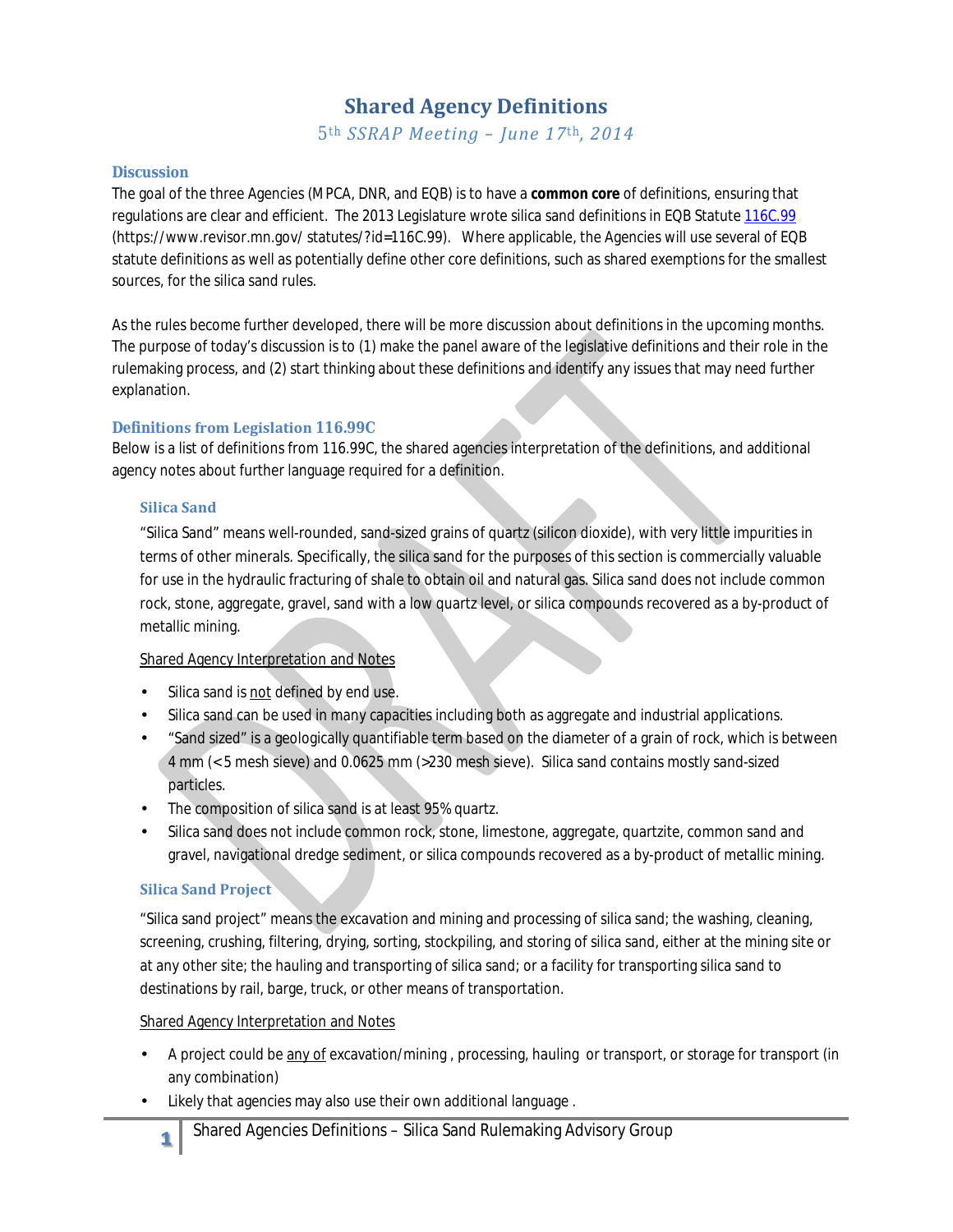# Shared Agency Definitions

*5th SSRAP Meeting – June 17th, 2014*

## Discussion

The goal of the three Agencies (MPCA, DNR, and EQB) is to have a **common core** of definitions, ensuring that regulations are clear and efficient. The 2013 Legislature wrote silica sand definitions in EQB Statute [116C.99](https://www.revisor.mn.gov/statutes/?id=116C.99) (https://www.revisor.mn.gov/ statutes/?id=116C.99). Where applicable, the Agencies will use several of EQB statute definitions as well as potentially define other core definitions, such as shared exemptions for the smallest sources, for the silica sand rules.

As the rules become further developed, there will be more discussion about definitions in the upcoming months. The purpose of today's discussion is to (1) make the panel aware of the legislative definitions and their role in the rulemaking process, and (2) start thinking about these definitions and identify any issues that may need further explanation.

## Definitions from Legislation 116.99C

Below is a list of definitions from 116.99C, the shared agencies interpretation of the definitions, and additional agency notes about further language required for a definition.

### Silica Sand

"Silica Sand" means well-rounded, sand-sized grains of quartz (silicon dioxide), with very little impurities in terms of other minerals. Specifically, the silica sand for the purposes of this section is commercially valuable for use in the hydraulic fracturing of shale to obtain oil and natural gas. Silica sand does not include common rock, stone, aggregate, gravel, sand with a low quartz level, or silica compounds recovered as a by-product of metallic mining.

Shared Agency Interpretation and Notes

- Silica sand is not defined by end use.
- Silica sand can be used in many capacities including both as aggregate and industrial applications.
- "Sand sized" is a geologically quantifiable term based on the diameter of a grain of rock, which is between 4 mm (<5 mesh sieve) and 0.0625 mm (>230 mesh sieve). Silica sand contains mostly sand-sized particles.
- The composition of silica sand is at least 95% quartz.
- Silica sand does not include common rock, stone, limestone, aggregate, quartzite, common sand and gravel, navigational dredge sediment, or silica compounds recovered as a by-product of metallic mining.

### Silica Sand Project

"Silica sand project" means the excavation and mining and processing of silica sand; the washing, cleaning, screening, crushing, filtering, drying, sorting, stockpiling, and storing of silica sand, either at the mining site or at any other site; the hauling and transporting of silica sand; or a facility for transporting silica sand to destinations by rail, barge, truck, or other means of transportation.

Shared Agency Interpretation and Notes

- A project could be any of excavation/mining , processing, hauling or transport, or storage for transport (in any combination)
- Likely that agencies may also use their own additional language .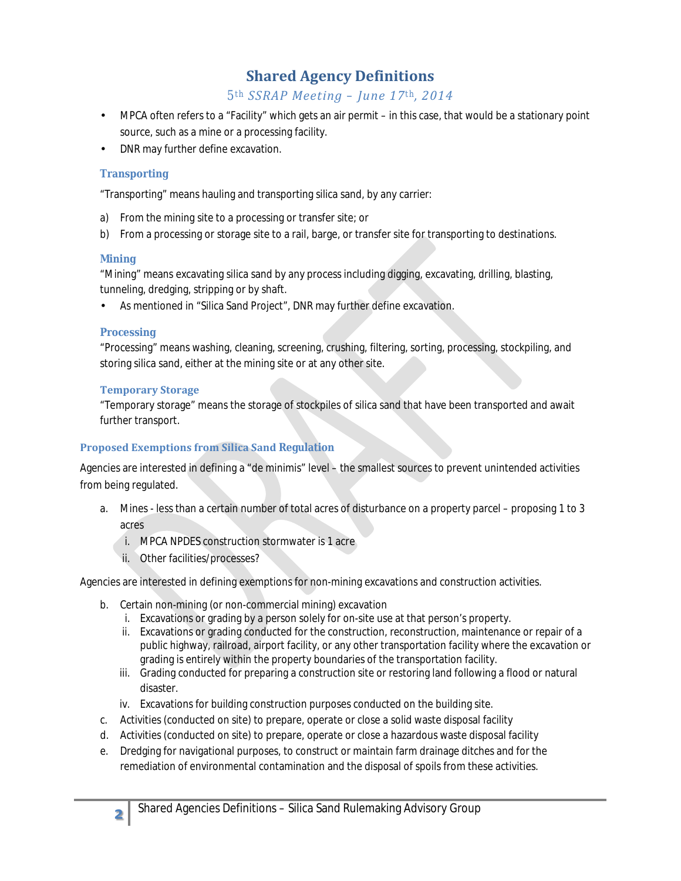# Shared Agency Definitions

*5th SSRAP Meeting – June 17th, 2014*

- MPCA often refers to a "Facility" which gets an air permit – in this case, that would be a stationary point source, such as a mine or a processing facility.
- DNR may further define excavation.

### Transporting

"Transporting" means hauling and transporting silica sand, by any carrier:

a) From the mining site to a processing or transfer site; or

b) From a processing or storage site to a rail, barge, or transfer site for transporting to destinations.

### Mining

"Mining" means excavating silica sand by any process including digging, excavating, drilling, blasting, tunneling, dredging, stripping or by shaft.

- As mentioned in "Silica Sand Project", DNR may further define excavation.

### Processing

"Processing" means washing, cleaning, screening, crushing, filtering, sorting, processing, stockpiling, and storing silica sand, either at the mining site or at any other site.

### Temporary Storage

"Temporary storage" means the storage of stockpiles of silica sand that have been transported and await further transport.

## Proposed Exemptions from Silica Sand Regulation

Agencies are interested in defining a "de minimis" level – the smallest sources to prevent unintended activities from being regulated.

a. Mines - less than a certain number of total acres of disturbance on a property parcel – proposing 1 to 3 acres
   i. MPCA NPDES construction stormwater is 1 acre
   ii. Other facilities/processes?

Agencies are interested in defining exemptions for non-mining excavations and construction activities.

b. Certain non-mining (or non-commercial mining) excavation
   i. Excavations or grading by a person solely for on-site use at that person's property.
   ii. Excavations or grading conducted for the construction, reconstruction, maintenance or repair of a public highway, railroad, airport facility, or any other transportation facility where the excavation or grading is entirely within the property boundaries of the transportation facility.
   iii. Grading conducted for preparing a construction site or restoring land following a flood or natural disaster.
   iv. Excavations for building construction purposes conducted on the building site.

c. Activities (conducted on site) to prepare, operate or close a solid waste disposal facility

d. Activities (conducted on site) to prepare, operate or close a hazardous waste disposal facility

e. Dredging for navigational purposes, to construct or maintain farm drainage ditches and for the remediation of environmental contamination and the disposal of spoils from these activities.